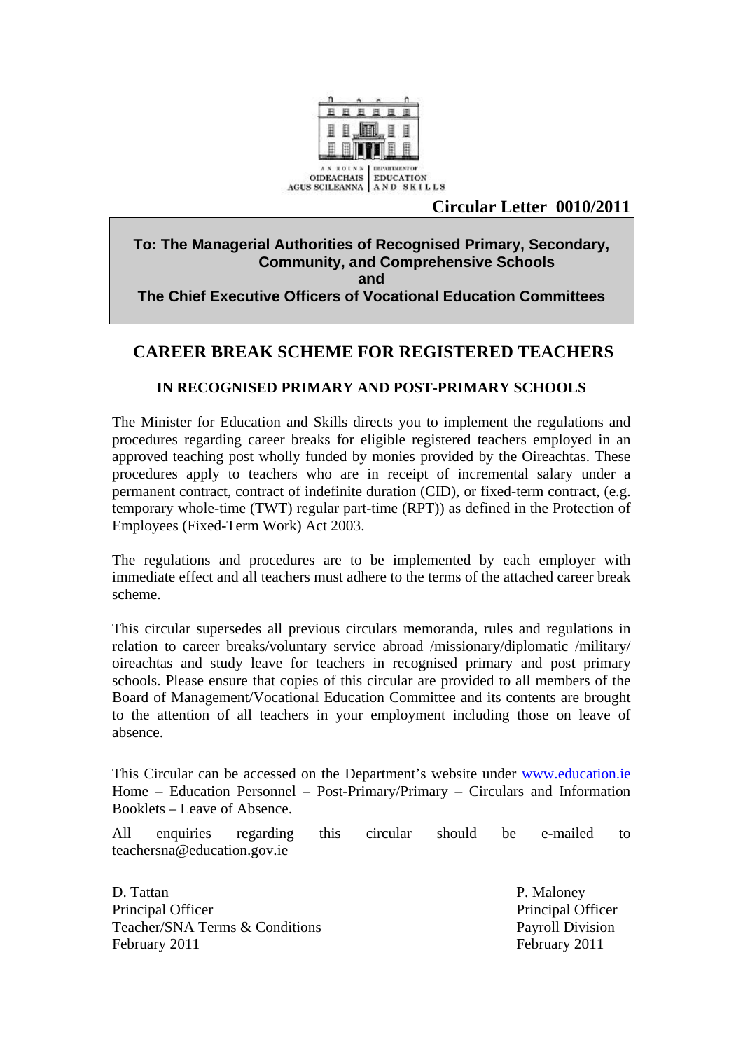AN ROINN OIDEACHAIS AGUS SCILEANNA | DEPARTMENT OF EDUCATION AND SKILLS

**Circular Letter 0010/2011**

**To: The Managerial Authorities of Recognised Primary, Secondary, Community, and Comprehensive Schools**
**and**
**The Chief Executive Officers of Vocational Education Committees**

# CAREER BREAK SCHEME FOR REGISTERED TEACHERS

## IN RECOGNISED PRIMARY AND POST-PRIMARY SCHOOLS

The Minister for Education and Skills directs you to implement the regulations and procedures regarding career breaks for eligible registered teachers employed in an approved teaching post wholly funded by monies provided by the Oireachtas. These procedures apply to teachers who are in receipt of incremental salary under a permanent contract, contract of indefinite duration (CID), or fixed-term contract, (e.g. temporary whole-time (TWT) regular part-time (RPT)) as defined in the Protection of Employees (Fixed-Term Work) Act 2003.

The regulations and procedures are to be implemented by each employer with immediate effect and all teachers must adhere to the terms of the attached career break scheme.

This circular supersedes all previous circulars memoranda, rules and regulations in relation to career breaks/voluntary service abroad /missionary/diplomatic /military/ oireachtas and study leave for teachers in recognised primary and post primary schools. Please ensure that copies of this circular are provided to all members of the Board of Management/Vocational Education Committee and its contents are brought to the attention of all teachers in your employment including those on leave of absence.

This Circular can be accessed on the Department's website under www.education.ie Home – Education Personnel – Post-Primary/Primary – Circulars and Information Booklets – Leave of Absence.

All enquiries regarding this circular should be e-mailed to teachersna@education.gov.ie

D. Tattan
Principal Officer
Teacher/SNA Terms & Conditions
February 2011

P. Maloney
Principal Officer
Payroll Division
February 2011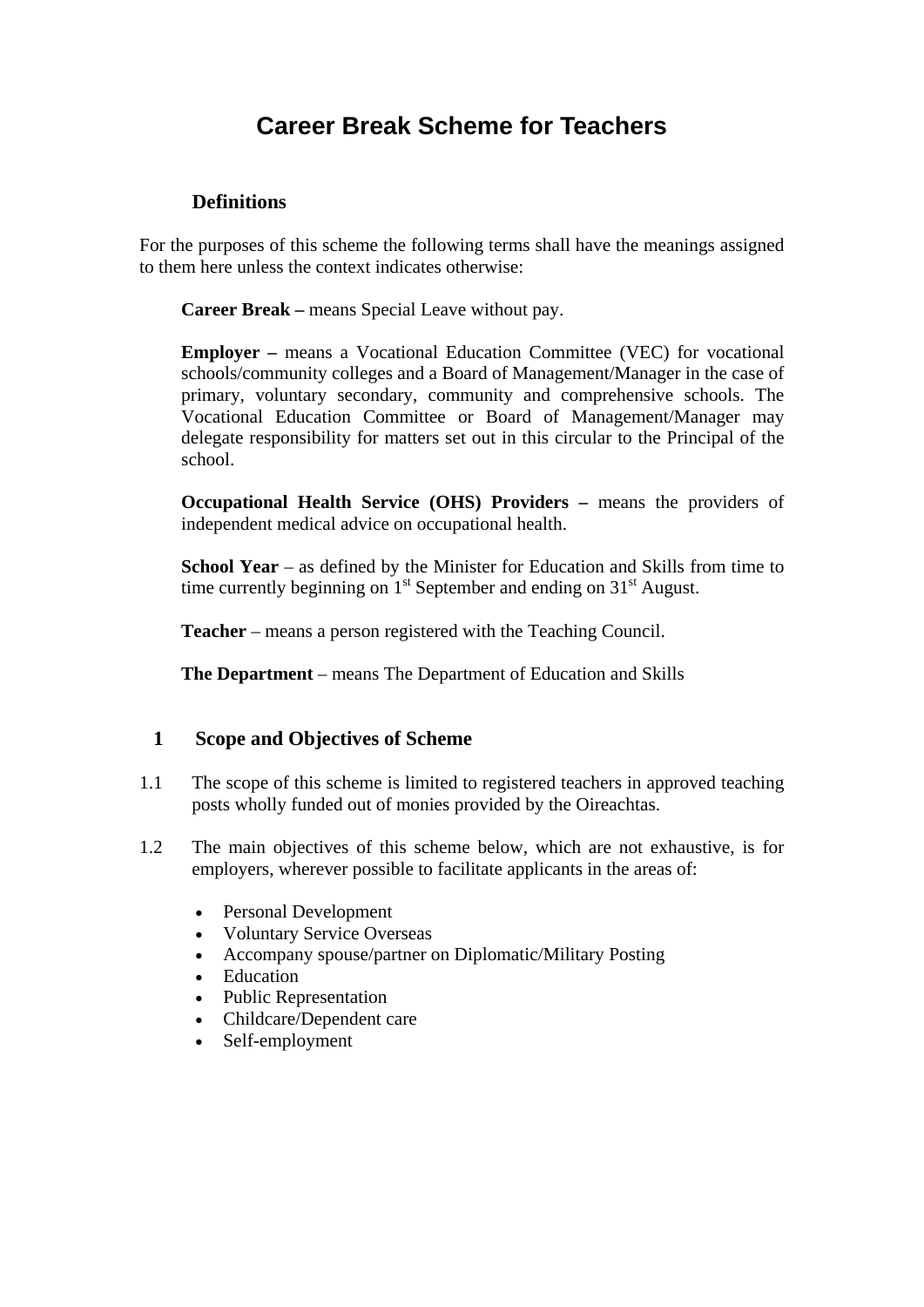# Career Break Scheme for Teachers

## Definitions

For the purposes of this scheme the following terms shall have the meanings assigned to them here unless the context indicates otherwise:

**Career Break –** means Special Leave without pay.

**Employer –** means a Vocational Education Committee (VEC) for vocational schools/community colleges and a Board of Management/Manager in the case of primary, voluntary secondary, community and comprehensive schools. The Vocational Education Committee or Board of Management/Manager may delegate responsibility for matters set out in this circular to the Principal of the school.

**Occupational Health Service (OHS) Providers –** means the providers of independent medical advice on occupational health.

**School Year** – as defined by the Minister for Education and Skills from time to time currently beginning on 1st September and ending on 31st August.

**Teacher** – means a person registered with the Teaching Council.

**The Department** – means The Department of Education and Skills

## 1 Scope and Objectives of Scheme

1.1 The scope of this scheme is limited to registered teachers in approved teaching posts wholly funded out of monies provided by the Oireachtas.

1.2 The main objectives of this scheme below, which are not exhaustive, is for employers, wherever possible to facilitate applicants in the areas of:

- Personal Development
- Voluntary Service Overseas
- Accompany spouse/partner on Diplomatic/Military Posting
- Education
- Public Representation
- Childcare/Dependent care
- Self-employment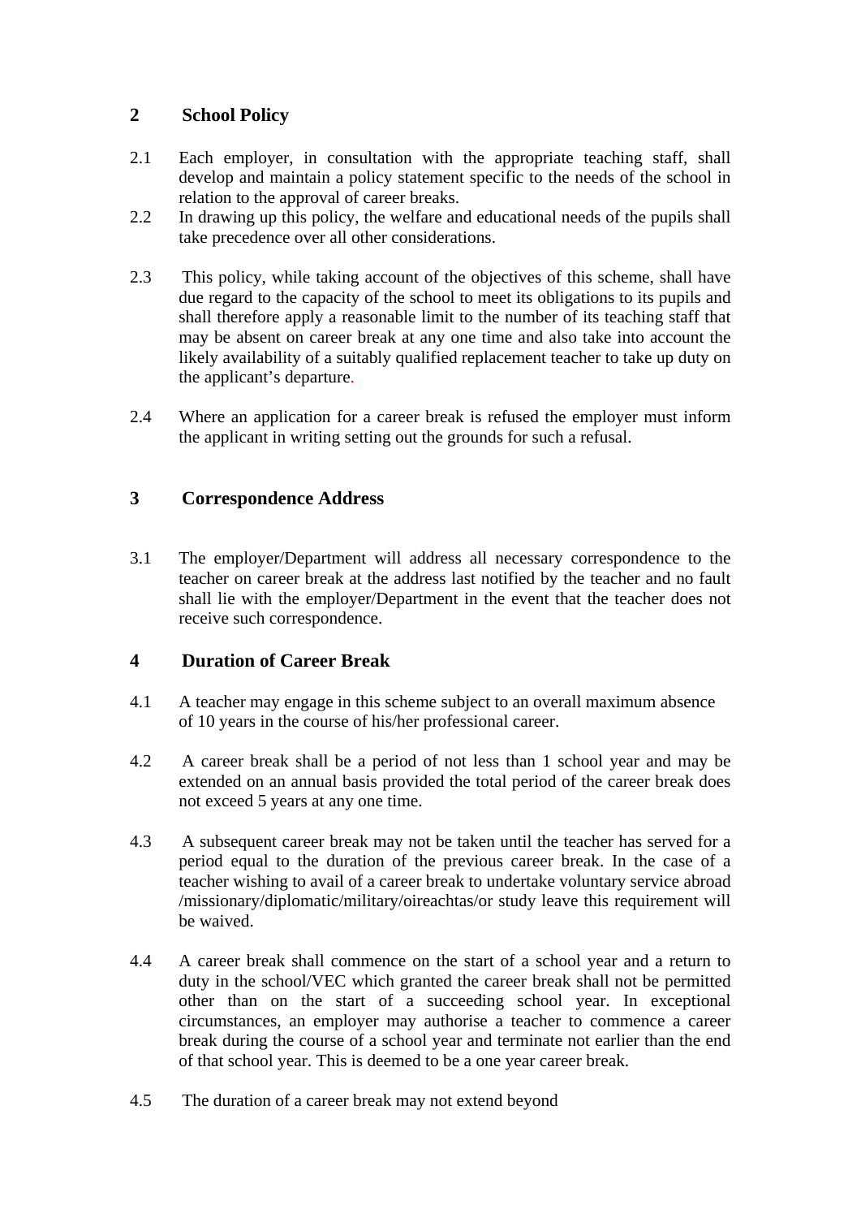## 2 School Policy

2.1 Each employer, in consultation with the appropriate teaching staff, shall develop and maintain a policy statement specific to the needs of the school in relation to the approval of career breaks.

2.2 In drawing up this policy, the welfare and educational needs of the pupils shall take precedence over all other considerations.

2.3 This policy, while taking account of the objectives of this scheme, shall have due regard to the capacity of the school to meet its obligations to its pupils and shall therefore apply a reasonable limit to the number of its teaching staff that may be absent on career break at any one time and also take into account the likely availability of a suitably qualified replacement teacher to take up duty on the applicant's departure.

2.4 Where an application for a career break is refused the employer must inform the applicant in writing setting out the grounds for such a refusal.

## 3 Correspondence Address

3.1 The employer/Department will address all necessary correspondence to the teacher on career break at the address last notified by the teacher and no fault shall lie with the employer/Department in the event that the teacher does not receive such correspondence.

## 4 Duration of Career Break

4.1 A teacher may engage in this scheme subject to an overall maximum absence of 10 years in the course of his/her professional career.

4.2 A career break shall be a period of not less than 1 school year and may be extended on an annual basis provided the total period of the career break does not exceed 5 years at any one time.

4.3 A subsequent career break may not be taken until the teacher has served for a period equal to the duration of the previous career break. In the case of a teacher wishing to avail of a career break to undertake voluntary service abroad /missionary/diplomatic/military/oireachtas/or study leave this requirement will be waived.

4.4 A career break shall commence on the start of a school year and a return to duty in the school/VEC which granted the career break shall not be permitted other than on the start of a succeeding school year. In exceptional circumstances, an employer may authorise a teacher to commence a career break during the course of a school year and terminate not earlier than the end of that school year. This is deemed to be a one year career break.

4.5 The duration of a career break may not extend beyond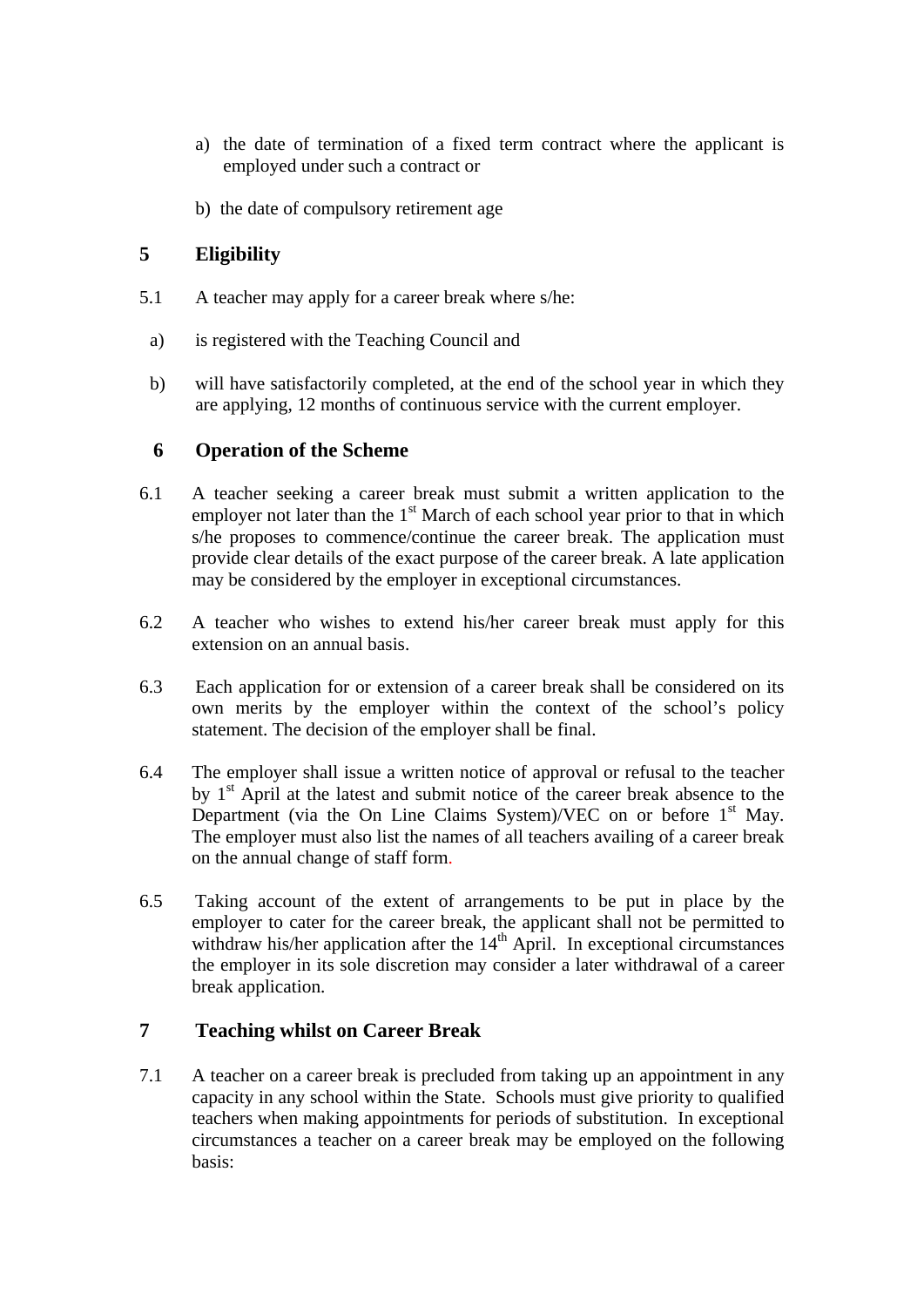a) the date of termination of a fixed term contract where the applicant is employed under such a contract or

b) the date of compulsory retirement age

## 5 Eligibility

5.1 A teacher may apply for a career break where s/he:

a) is registered with the Teaching Council and

b) will have satisfactorily completed, at the end of the school year in which they are applying, 12 months of continuous service with the current employer.

## 6 Operation of the Scheme

6.1 A teacher seeking a career break must submit a written application to the employer not later than the 1st March of each school year prior to that in which s/he proposes to commence/continue the career break. The application must provide clear details of the exact purpose of the career break. A late application may be considered by the employer in exceptional circumstances.

6.2 A teacher who wishes to extend his/her career break must apply for this extension on an annual basis.

6.3 Each application for or extension of a career break shall be considered on its own merits by the employer within the context of the school's policy statement. The decision of the employer shall be final.

6.4 The employer shall issue a written notice of approval or refusal to the teacher by 1st April at the latest and submit notice of the career break absence to the Department (via the On Line Claims System)/VEC on or before 1st May. The employer must also list the names of all teachers availing of a career break on the annual change of staff form.

6.5 Taking account of the extent of arrangements to be put in place by the employer to cater for the career break, the applicant shall not be permitted to withdraw his/her application after the 14th April. In exceptional circumstances the employer in its sole discretion may consider a later withdrawal of a career break application.

## 7 Teaching whilst on Career Break

7.1 A teacher on a career break is precluded from taking up an appointment in any capacity in any school within the State. Schools must give priority to qualified teachers when making appointments for periods of substitution. In exceptional circumstances a teacher on a career break may be employed on the following basis: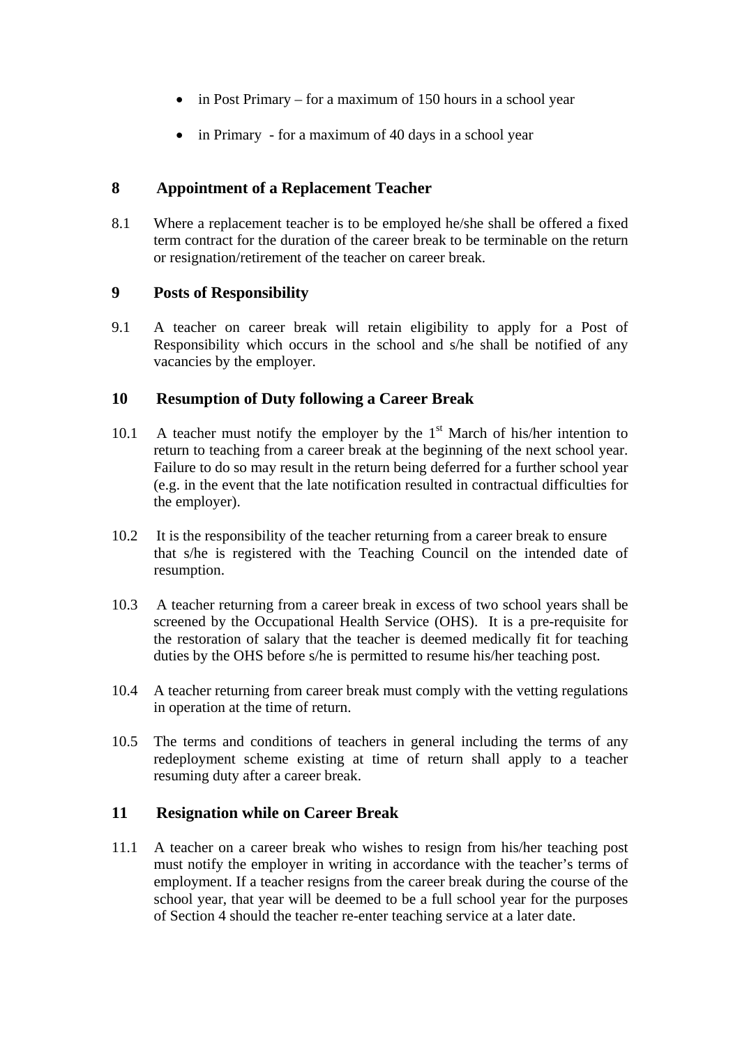- in Post Primary – for a maximum of 150 hours in a school year
- in Primary - for a maximum of 40 days in a school year

## 8 Appointment of a Replacement Teacher

8.1 Where a replacement teacher is to be employed he/she shall be offered a fixed term contract for the duration of the career break to be terminable on the return or resignation/retirement of the teacher on career break.

## 9 Posts of Responsibility

9.1 A teacher on career break will retain eligibility to apply for a Post of Responsibility which occurs in the school and s/he shall be notified of any vacancies by the employer.

## 10 Resumption of Duty following a Career Break

10.1 A teacher must notify the employer by the 1st March of his/her intention to return to teaching from a career break at the beginning of the next school year. Failure to do so may result in the return being deferred for a further school year (e.g. in the event that the late notification resulted in contractual difficulties for the employer).

10.2 It is the responsibility of the teacher returning from a career break to ensure that s/he is registered with the Teaching Council on the intended date of resumption.

10.3 A teacher returning from a career break in excess of two school years shall be screened by the Occupational Health Service (OHS). It is a pre-requisite for the restoration of salary that the teacher is deemed medically fit for teaching duties by the OHS before s/he is permitted to resume his/her teaching post.

10.4 A teacher returning from career break must comply with the vetting regulations in operation at the time of return.

10.5 The terms and conditions of teachers in general including the terms of any redeployment scheme existing at time of return shall apply to a teacher resuming duty after a career break.

## 11 Resignation while on Career Break

11.1 A teacher on a career break who wishes to resign from his/her teaching post must notify the employer in writing in accordance with the teacher's terms of employment. If a teacher resigns from the career break during the course of the school year, that year will be deemed to be a full school year for the purposes of Section 4 should the teacher re-enter teaching service at a later date.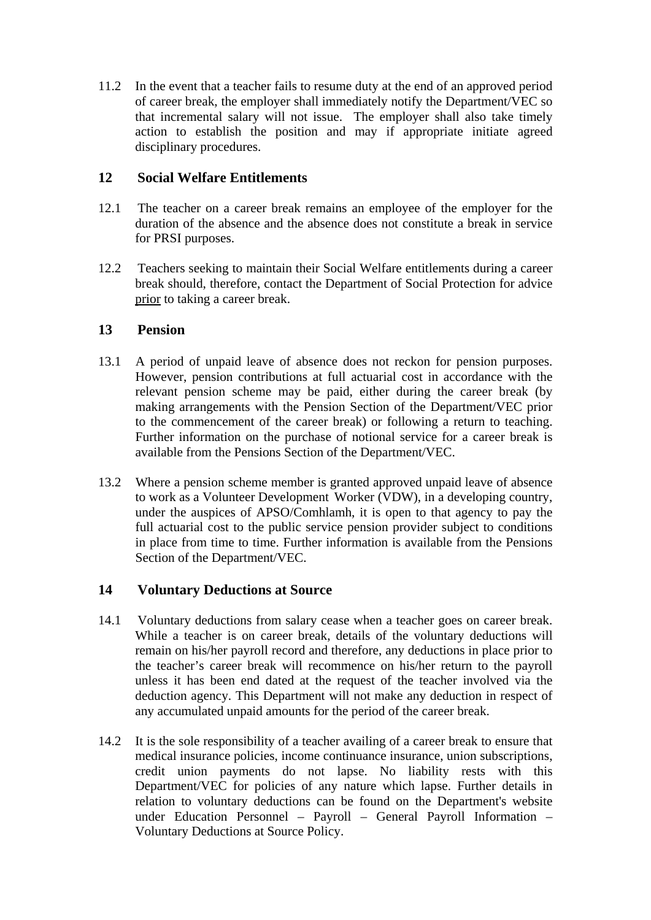11.2 In the event that a teacher fails to resume duty at the end of an approved period of career break, the employer shall immediately notify the Department/VEC so that incremental salary will not issue. The employer shall also take timely action to establish the position and may if appropriate initiate agreed disciplinary procedures.

## 12 Social Welfare Entitlements

12.1 The teacher on a career break remains an employee of the employer for the duration of the absence and the absence does not constitute a break in service for PRSI purposes.

12.2 Teachers seeking to maintain their Social Welfare entitlements during a career break should, therefore, contact the Department of Social Protection for advice <u>prior</u> to taking a career break.

## 13 Pension

13.1 A period of unpaid leave of absence does not reckon for pension purposes. However, pension contributions at full actuarial cost in accordance with the relevant pension scheme may be paid, either during the career break (by making arrangements with the Pension Section of the Department/VEC prior to the commencement of the career break) or following a return to teaching. Further information on the purchase of notional service for a career break is available from the Pensions Section of the Department/VEC.

13.2 Where a pension scheme member is granted approved unpaid leave of absence to work as a Volunteer Development Worker (VDW), in a developing country, under the auspices of APSO/Comhlamh, it is open to that agency to pay the full actuarial cost to the public service pension provider subject to conditions in place from time to time. Further information is available from the Pensions Section of the Department/VEC.

## 14 Voluntary Deductions at Source

14.1 Voluntary deductions from salary cease when a teacher goes on career break. While a teacher is on career break, details of the voluntary deductions will remain on his/her payroll record and therefore, any deductions in place prior to the teacher's career break will recommence on his/her return to the payroll unless it has been end dated at the request of the teacher involved via the deduction agency. This Department will not make any deduction in respect of any accumulated unpaid amounts for the period of the career break.

14.2 It is the sole responsibility of a teacher availing of a career break to ensure that medical insurance policies, income continuance insurance, union subscriptions, credit union payments do not lapse. No liability rests with this Department/VEC for policies of any nature which lapse. Further details in relation to voluntary deductions can be found on the Department's website under Education Personnel – Payroll – General Payroll Information – Voluntary Deductions at Source Policy.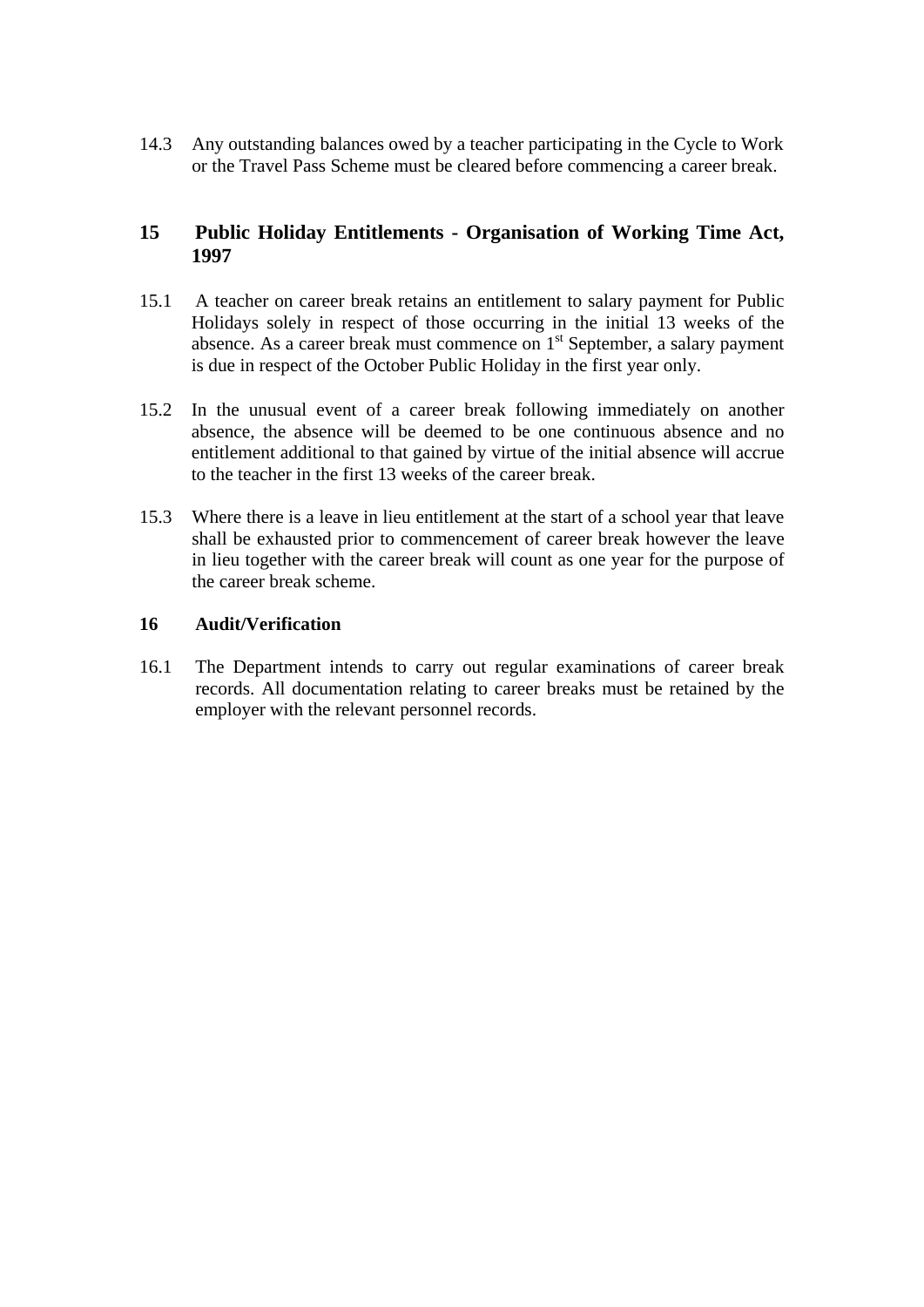14.3 Any outstanding balances owed by a teacher participating in the Cycle to Work or the Travel Pass Scheme must be cleared before commencing a career break.

## 15 Public Holiday Entitlements - Organisation of Working Time Act, 1997

15.1 A teacher on career break retains an entitlement to salary payment for Public Holidays solely in respect of those occurring in the initial 13 weeks of the absence. As a career break must commence on 1st September, a salary payment is due in respect of the October Public Holiday in the first year only.

15.2 In the unusual event of a career break following immediately on another absence, the absence will be deemed to be one continuous absence and no entitlement additional to that gained by virtue of the initial absence will accrue to the teacher in the first 13 weeks of the career break.

15.3 Where there is a leave in lieu entitlement at the start of a school year that leave shall be exhausted prior to commencement of career break however the leave in lieu together with the career break will count as one year for the purpose of the career break scheme.

## 16 Audit/Verification

16.1 The Department intends to carry out regular examinations of career break records. All documentation relating to career breaks must be retained by the employer with the relevant personnel records.